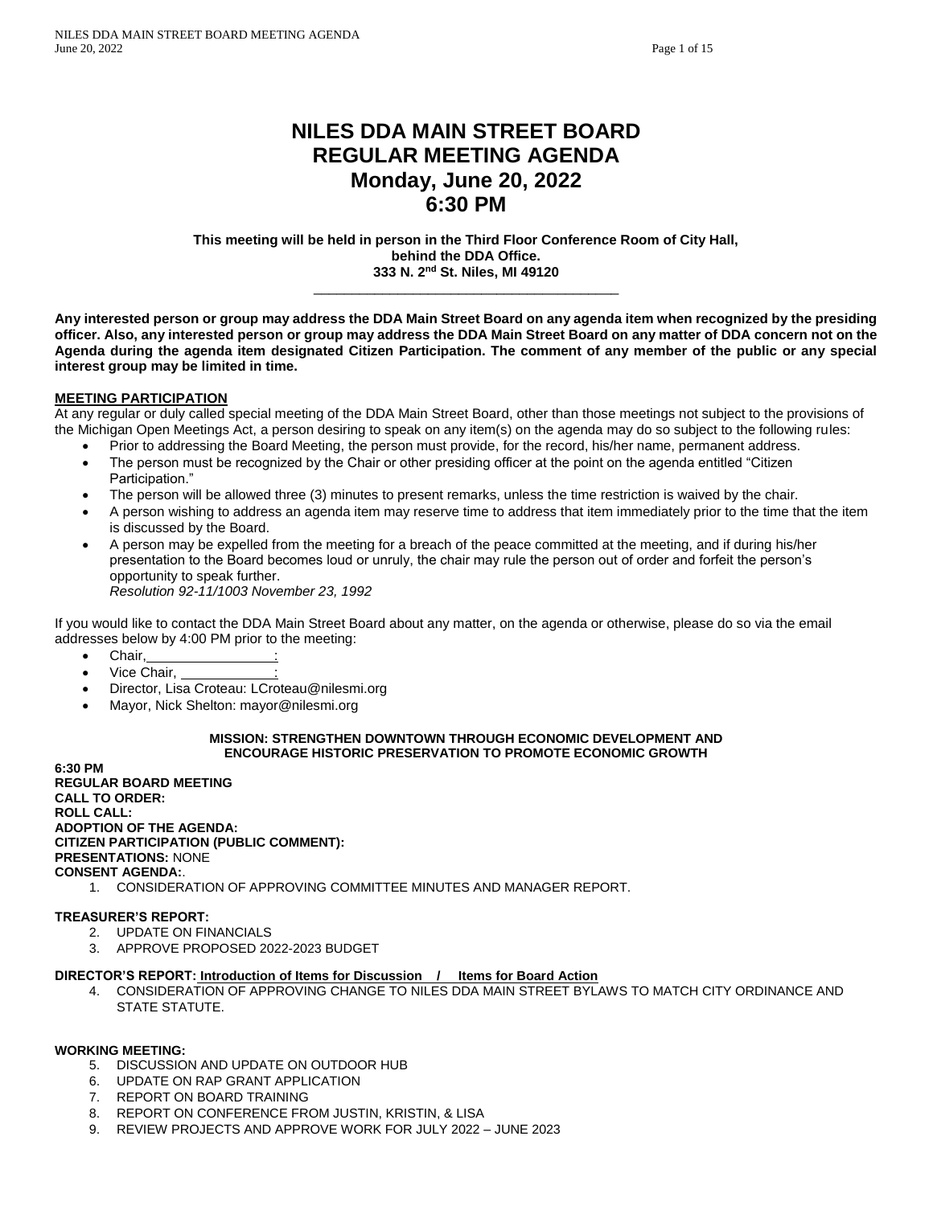# NILES DDA MAIN STREET BOARD
# REGULAR MEETING AGENDA
# Monday, June 20, 2022
# 6:30 PM

**This meeting will be held in person in the Third Floor Conference Room of City Hall, behind the DDA Office.**
**333 N. 2nd St. Niles, MI 49120**

---

**Any interested person or group may address the DDA Main Street Board on any agenda item when recognized by the presiding officer. Also, any interested person or group may address the DDA Main Street Board on any matter of DDA concern not on the Agenda during the agenda item designated Citizen Participation. The comment of any member of the public or any special interest group may be limited in time.**

**MEETING PARTICIPATION**

At any regular or duly called special meeting of the DDA Main Street Board, other than those meetings not subject to the provisions of the Michigan Open Meetings Act, a person desiring to speak on any item(s) on the agenda may do so subject to the following rules:

- Prior to addressing the Board Meeting, the person must provide, for the record, his/her name, permanent address.
- The person must be recognized by the Chair or other presiding officer at the point on the agenda entitled "Citizen Participation."
- The person will be allowed three (3) minutes to present remarks, unless the time restriction is waived by the chair.
- A person wishing to address an agenda item may reserve time to address that item immediately prior to the time that the item is discussed by the Board.
- A person may be expelled from the meeting for a breach of the peace committed at the meeting, and if during his/her presentation to the Board becomes loud or unruly, the chair may rule the person out of order and forfeit the person's opportunity to speak further.
  *Resolution 92-11/1003 November 23, 1992*

If you would like to contact the DDA Main Street Board about any matter, on the agenda or otherwise, please do so via the email addresses below by 4:00 PM prior to the meeting:

- Chair, \_\_\_\_\_\_\_\_\_\_\_\_:
- Vice Chair, \_\_\_\_\_\_\_\_\_\_\_\_:
- Director, Lisa Croteau: LCroteau@nilesmi.org
- Mayor, Nick Shelton: mayor@nilesmi.org

**MISSION: STRENGTHEN DOWNTOWN THROUGH ECONOMIC DEVELOPMENT AND ENCOURAGE HISTORIC PRESERVATION TO PROMOTE ECONOMIC GROWTH**

**6:30 PM**
**REGULAR BOARD MEETING**
**CALL TO ORDER:**
**ROLL CALL:**
**ADOPTION OF THE AGENDA:**
**CITIZEN PARTICIPATION (PUBLIC COMMENT):**
**PRESENTATIONS:** NONE
**CONSENT AGENDA:**.

1. CONSIDERATION OF APPROVING COMMITTEE MINUTES AND MANAGER REPORT.

**TREASURER'S REPORT:**

2. UPDATE ON FINANCIALS
3. APPROVE PROPOSED 2022-2023 BUDGET

**DIRECTOR'S REPORT: Introduction of Items for Discussion / Items for Board Action**

4. CONSIDERATION OF APPROVING CHANGE TO NILES DDA MAIN STREET BYLAWS TO MATCH CITY ORDINANCE AND STATE STATUTE.

**WORKING MEETING:**

5. DISCUSSION AND UPDATE ON OUTDOOR HUB
6. UPDATE ON RAP GRANT APPLICATION
7. REPORT ON BOARD TRAINING
8. REPORT ON CONFERENCE FROM JUSTIN, KRISTIN, & LISA
9. REVIEW PROJECTS AND APPROVE WORK FOR JULY 2022 – JUNE 2023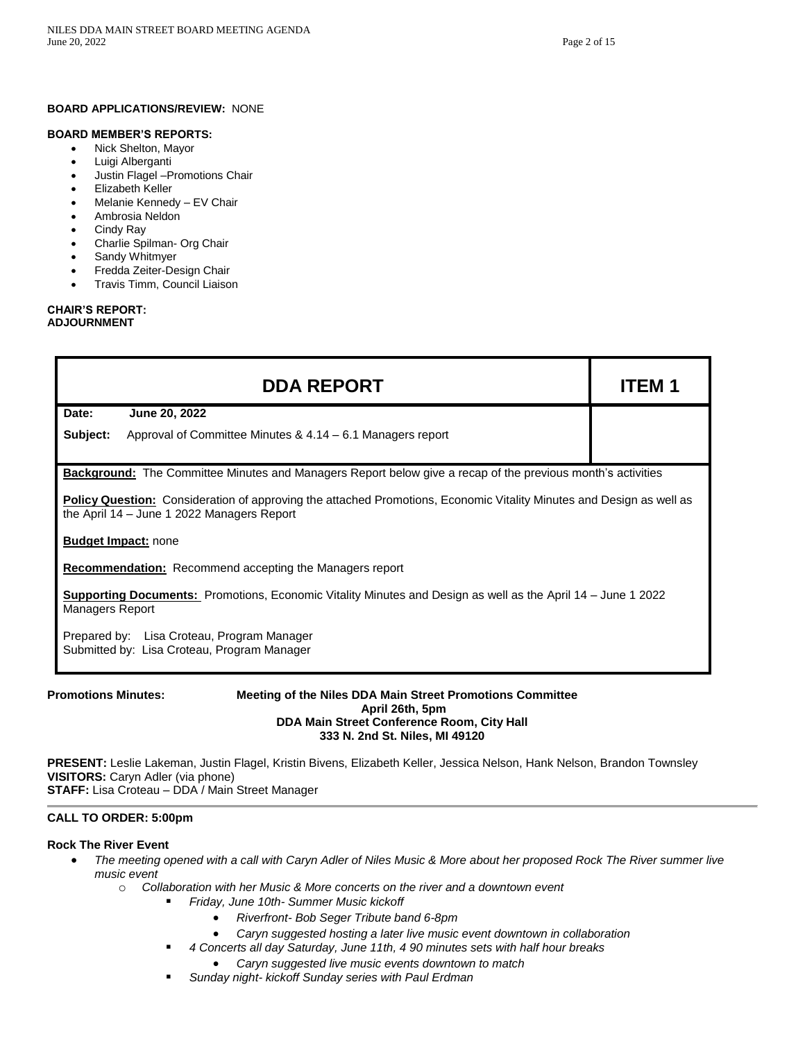**BOARD APPLICATIONS/REVIEW:** NONE

**BOARD MEMBER'S REPORTS:**

- Nick Shelton, Mayor
- Luigi Alberganti
- Justin Flagel –Promotions Chair
- Elizabeth Keller
- Melanie Kennedy – EV Chair
- Ambrosia Neldon
- Cindy Ray
- Charlie Spilman- Org Chair
- Sandy Whitmyer
- Fredda Zeiter-Design Chair
- Travis Timm, Council Liaison

**CHAIR'S REPORT:**
**ADJOURNMENT**

| DDA REPORT | ITEM 1 |
|---|---|
| **Date:** **June 20, 2022**<br>**Subject:** Approval of Committee Minutes & 4.14 – 6.1 Managers report | |

**Background:** The Committee Minutes and Managers Report below give a recap of the previous month's activities

**Policy Question:** Consideration of approving the attached Promotions, Economic Vitality Minutes and Design as well as the April 14 – June 1 2022 Managers Report

**Budget Impact:** none

**Recommendation:** Recommend accepting the Managers report

**Supporting Documents:** Promotions, Economic Vitality Minutes and Design as well as the April 14 – June 1 2022 Managers Report

Prepared by: Lisa Croteau, Program Manager
Submitted by: Lisa Croteau, Program Manager

**Promotions Minutes:**

**Meeting of the Niles DDA Main Street Promotions Committee**
**April 26th, 5pm**
**DDA Main Street Conference Room, City Hall**
**333 N. 2nd St. Niles, MI 49120**

**PRESENT:** Leslie Lakeman, Justin Flagel, Kristin Bivens, Elizabeth Keller, Jessica Nelson, Hank Nelson, Brandon Townsley
**VISITORS:** Caryn Adler (via phone)
**STAFF:** Lisa Croteau – DDA / Main Street Manager

---

**CALL TO ORDER: 5:00pm**

**Rock The River Event**

- *The meeting opened with a call with Caryn Adler of Niles Music & More about her proposed Rock The River summer live music event*
  - *Collaboration with her Music & More concerts on the river and a downtown event*
    - *Friday, June 10th- Summer Music kickoff*
      - *Riverfront- Bob Seger Tribute band 6-8pm*
      - *Caryn suggested hosting a later live music event downtown in collaboration*
    - *4 Concerts all day Saturday, June 11th, 4 90 minutes sets with half hour breaks*
      - *Caryn suggested live music events downtown to match*
    - *Sunday night- kickoff Sunday series with Paul Erdman*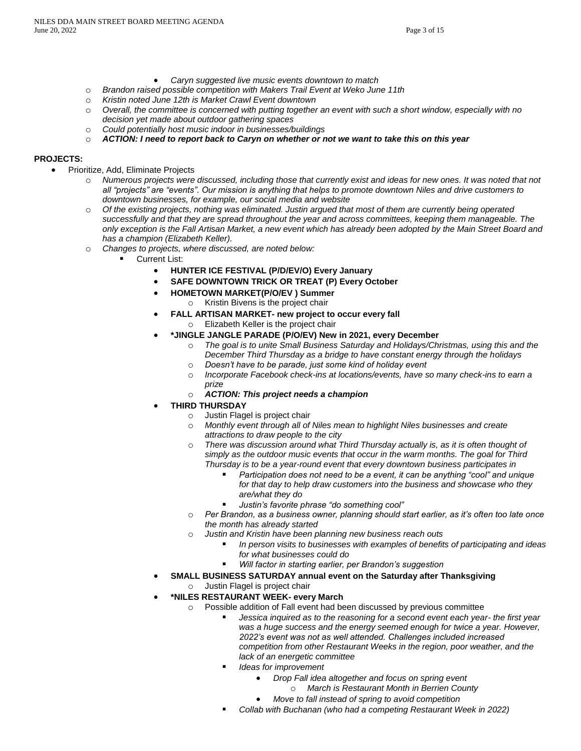- Caryn suggested live music events downtown to match

- *Brandon raised possible competition with Makers Trail Event at Weko June 11th*
- *Kristin noted June 12th is Market Crawl Event downtown*
- *Overall, the committee is concerned with putting together an event with such a short window, especially with no decision yet made about outdoor gathering spaces*
- *Could potentially host music indoor in businesses/buildings*
- ***ACTION: I need to report back to Caryn on whether or not we want to take this on this year***

**PROJECTS:**

- Prioritize, Add, Eliminate Projects
  - *Numerous projects were discussed, including those that currently exist and ideas for new ones. It was noted that not all "projects" are "events". Our mission is anything that helps to promote downtown Niles and drive customers to downtown businesses, for example, our social media and website*
  - *Of the existing projects, nothing was eliminated. Justin argued that most of them are currently being operated successfully and that they are spread throughout the year and across committees, keeping them manageable. The only exception is the Fall Artisan Market, a new event which has already been adopted by the Main Street Board and has a champion (Elizabeth Keller).*
  - *Changes to projects, where discussed, are noted below:*
    - Current List:
      - **HUNTER ICE FESTIVAL (P/D/EV/O) Every January**
      - **SAFE DOWNTOWN TRICK OR TREAT (P) Every October**
      - **HOMETOWN MARKET(P/O/EV ) Summer**
        - Kristin Bivens is the project chair
      - **FALL ARTISAN MARKET- new project to occur every fall**
        - Elizabeth Keller is the project chair
      - **\*JINGLE JANGLE PARADE (P/O/EV) New in 2021, every December**
        - *The goal is to unite Small Business Saturday and Holidays/Christmas, using this and the December Third Thursday as a bridge to have constant energy through the holidays*
        - *Doesn't have to be parade, just some kind of holiday event*
        - *Incorporate Facebook check-ins at locations/events, have so many check-ins to earn a prize*
        - ***ACTION: This project needs a champion***
      - **THIRD THURSDAY**
        - Justin Flagel is project chair
        - *Monthly event through all of Niles mean to highlight Niles businesses and create attractions to draw people to the city*
        - *There was discussion around what Third Thursday actually is, as it is often thought of simply as the outdoor music events that occur in the warm months. The goal for Third Thursday is to be a year-round event that every downtown business participates in*
          - *Participation does not need to be a event, it can be anything "cool" and unique for that day to help draw customers into the business and showcase who they are/what they do*
          - *Justin's favorite phrase "do something cool"*
        - *Per Brandon, as a business owner, planning should start earlier, as it's often too late once the month has already started*
        - *Justin and Kristin have been planning new business reach outs*
          - *In person visits to businesses with examples of benefits of participating and ideas for what businesses could do*
          - *Will factor in starting earlier, per Brandon's suggestion*
      - **SMALL BUSINESS SATURDAY annual event on the Saturday after Thanksgiving**
        - Justin Flagel is project chair
      - **\*NILES RESTAURANT WEEK- every March**
        - Possible addition of Fall event had been discussed by previous committee
          - *Jessica inquired as to the reasoning for a second event each year- the first year was a huge success and the energy seemed enough for twice a year. However, 2022's event was not as well attended. Challenges included increased competition from other Restaurant Weeks in the region, poor weather, and the lack of an energetic committee*
          - *Ideas for improvement*
            - *Drop Fall idea altogether and focus on spring event*
              - *March is Restaurant Month in Berrien County*
            - *Move to fall instead of spring to avoid competition*
          - *Collab with Buchanan (who had a competing Restaurant Week in 2022)*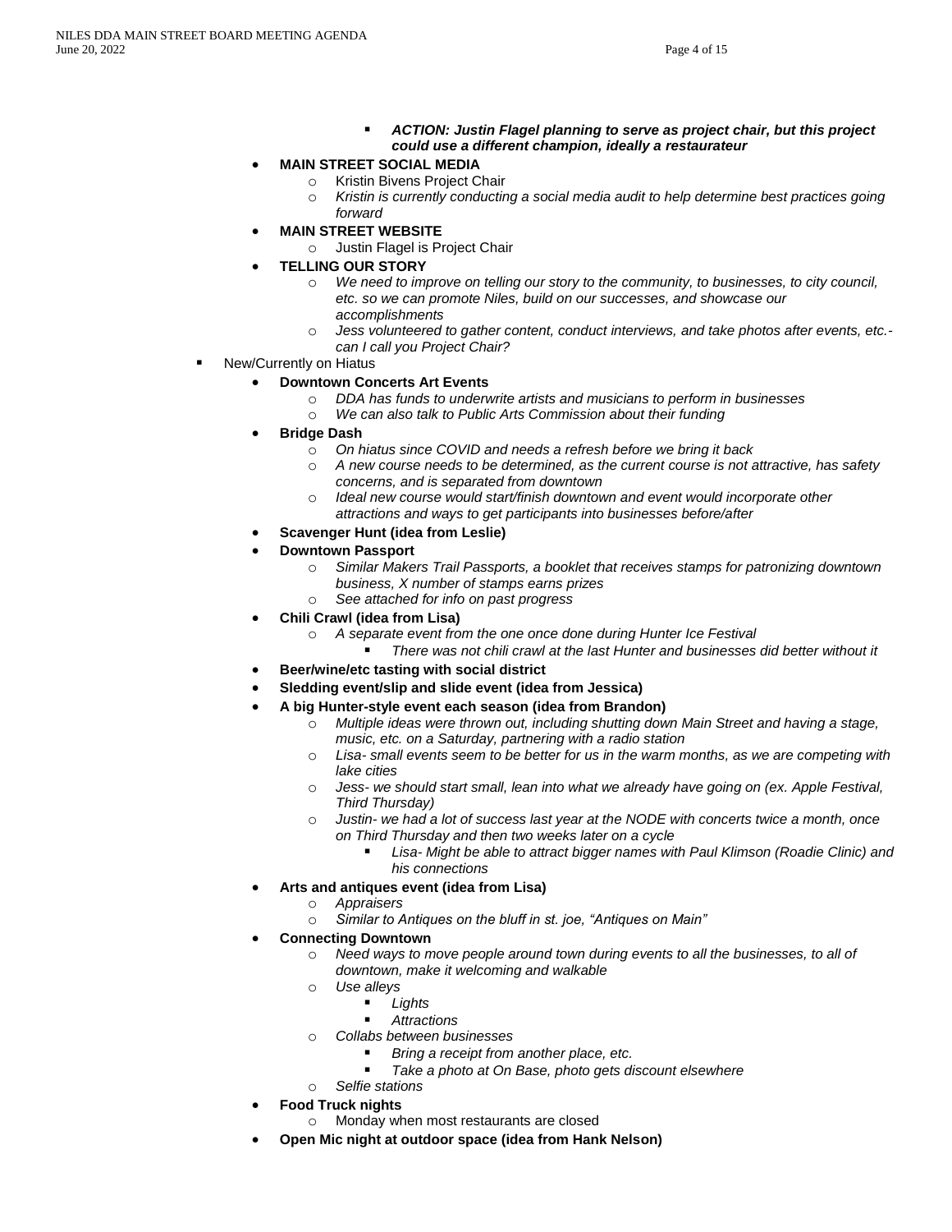- *ACTION: Justin Flagel planning to serve as project chair, but this project could use a different champion, ideally a restaurateur*

- **MAIN STREET SOCIAL MEDIA**
  - Kristin Bivens Project Chair
  - *Kristin is currently conducting a social media audit to help determine best practices going forward*
- **MAIN STREET WEBSITE**
  - Justin Flagel is Project Chair
- **TELLING OUR STORY**
  - *We need to improve on telling our story to the community, to businesses, to city council, etc. so we can promote Niles, build on our successes, and showcase our accomplishments*
  - *Jess volunteered to gather content, conduct interviews, and take photos after events, etc.- can I call you Project Chair?*

- New/Currently on Hiatus
  - **Downtown Concerts Art Events**
    - *DDA has funds to underwrite artists and musicians to perform in businesses*
    - *We can also talk to Public Arts Commission about their funding*
  - **Bridge Dash**
    - *On hiatus since COVID and needs a refresh before we bring it back*
    - *A new course needs to be determined, as the current course is not attractive, has safety concerns, and is separated from downtown*
    - *Ideal new course would start/finish downtown and event would incorporate other attractions and ways to get participants into businesses before/after*
  - **Scavenger Hunt (idea from Leslie)**
  - **Downtown Passport**
    - *Similar Makers Trail Passports, a booklet that receives stamps for patronizing downtown business, X number of stamps earns prizes*
    - *See attached for info on past progress*
  - **Chili Crawl (idea from Lisa)**
    - *A separate event from the one once done during Hunter Ice Festival*
      - *There was not chili crawl at the last Hunter and businesses did better without it*
  - **Beer/wine/etc tasting with social district**
  - **Sledding event/slip and slide event (idea from Jessica)**
  - **A big Hunter-style event each season (idea from Brandon)**
    - *Multiple ideas were thrown out, including shutting down Main Street and having a stage, music, etc. on a Saturday, partnering with a radio station*
    - *Lisa- small events seem to be better for us in the warm months, as we are competing with lake cities*
    - *Jess- we should start small, lean into what we already have going on (ex. Apple Festival, Third Thursday)*
    - *Justin- we had a lot of success last year at the NODE with concerts twice a month, once on Third Thursday and then two weeks later on a cycle*
      - *Lisa- Might be able to attract bigger names with Paul Klimson (Roadie Clinic) and his connections*
  - **Arts and antiques event (idea from Lisa)**
    - *Appraisers*
    - *Similar to Antiques on the bluff in st. joe, "Antiques on Main"*
  - **Connecting Downtown**
    - *Need ways to move people around town during events to all the businesses, to all of downtown, make it welcoming and walkable*
    - *Use alleys*
      - *Lights*
      - *Attractions*
    - *Collabs between businesses*
      - *Bring a receipt from another place, etc.*
      - *Take a photo at On Base, photo gets discount elsewhere*
    - *Selfie stations*
  - **Food Truck nights**
    - Monday when most restaurants are closed
  - **Open Mic night at outdoor space (idea from Hank Nelson)**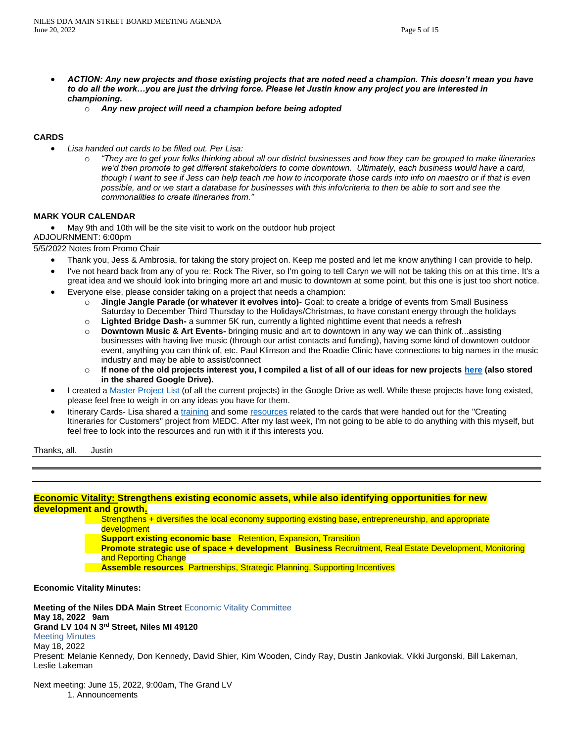- ***ACTION: Any new projects and those existing projects that are noted need a champion. This doesn't mean you have to do all the work…you are just the driving force. Please let Justin know any project you are interested in championing.***
  - ***Any new project will need a champion before being adopted***

**CARDS**

- *Lisa handed out cards to be filled out. Per Lisa:*
  - *"They are to get your folks thinking about all our district businesses and how they can be grouped to make itineraries we'd then promote to get different stakeholders to come downtown. Ultimately, each business would have a card, though I want to see if Jess can help teach me how to incorporate those cards into info on maestro or if that is even possible, and or we start a database for businesses with this info/criteria to then be able to sort and see the commonalities to create itineraries from."*

**MARK YOUR CALENDAR**

- May 9th and 10th will be the site visit to work on the outdoor hub project

ADJOURNMENT: 6:00pm

5/5/2022 Notes from Promo Chair

- Thank you, Jess & Ambrosia, for taking the story project on. Keep me posted and let me know anything I can provide to help.
- I've not heard back from any of you re: Rock The River, so I'm going to tell Caryn we will not be taking this on at this time. It's a great idea and we should look into bringing more art and music to downtown at some point, but this one is just too short notice.
- Everyone else, please consider taking on a project that needs a champion:
  - **Jingle Jangle Parade (or whatever it evolves into)**- Goal: to create a bridge of events from Small Business Saturday to December Third Thursday to the Holidays/Christmas, to have constant energy through the holidays
  - **Lighted Bridge Dash-** a summer 5K run, currently a lighted nighttime event that needs a refresh
  - **Downtown Music & Art Events-** bringing music and art to downtown in any way we can think of...assisting businesses with having live music (through our artist contacts and funding), having some kind of downtown outdoor event, anything you can think of, etc. Paul Klimson and the Roadie Clinic have connections to big names in the music industry and may be able to assist/connect
  - **If none of the old projects interest you, I compiled a list of all of our ideas for new projects here (also stored in the shared Google Drive).**
- I created a Master Project List (of all the current projects) in the Google Drive as well. While these projects have long existed, please feel free to weigh in on any ideas you have for them.
- Itinerary Cards- Lisa shared a training and some resources related to the cards that were handed out for the "Creating Itineraries for Customers" project from MEDC. After my last week, I'm not going to be able to do anything with this myself, but feel free to look into the resources and run with it if this interests you.

Thanks, all. Justin

---

**Economic Vitality: Strengthens existing economic assets, while also identifying opportunities for new development and growth.**

Strengthens + diversifies the local economy supporting existing base, entrepreneurship, and appropriate development

**Support existing economic base** Retention, Expansion, Transition

**Promote strategic use of space + development** **Business** Recruitment, Real Estate Development, Monitoring and Reporting Change

**Assemble resources** Partnerships, Strategic Planning, Supporting Incentives

**Economic Vitality Minutes:**

**Meeting of the Niles DDA Main Street** Economic Vitality Committee
**May 18, 2022 9am**
**Grand LV 104 N 3rd Street, Niles MI 49120**
Meeting Minutes
May 18, 2022
Present: Melanie Kennedy, Don Kennedy, David Shier, Kim Wooden, Cindy Ray, Dustin Jankoviak, Vikki Jurgonski, Bill Lakeman, Leslie Lakeman

Next meeting: June 15, 2022, 9:00am, The Grand LV

1. Announcements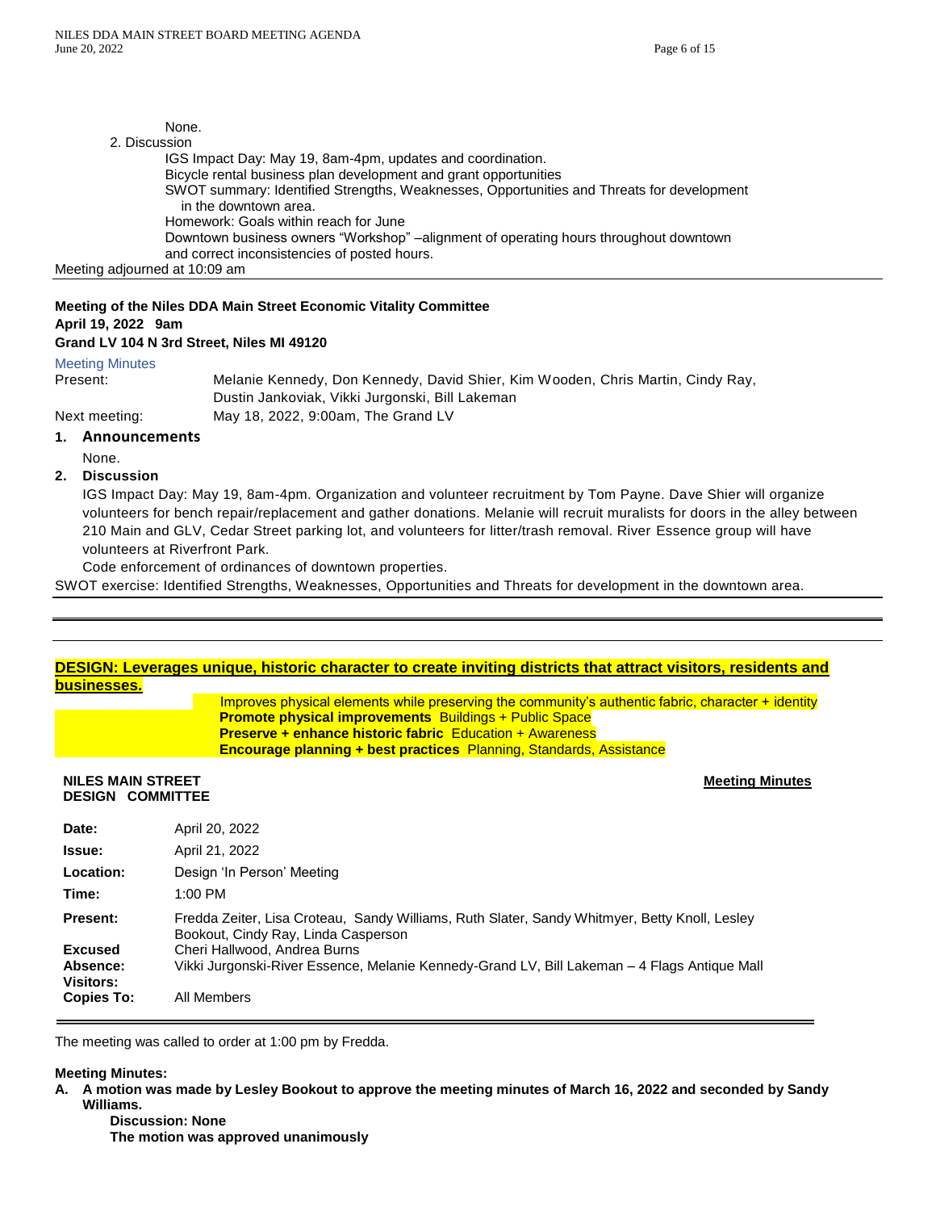None.

2. Discussion

IGS Impact Day: May 19, 8am-4pm, updates and coordination.
Bicycle rental business plan development and grant opportunities
SWOT summary: Identified Strengths, Weaknesses, Opportunities and Threats for development in the downtown area.
Homework: Goals within reach for June
Downtown business owners "Workshop" –alignment of operating hours throughout downtown and correct inconsistencies of posted hours.

Meeting adjourned at 10:09 am

---

**Meeting of the Niles DDA Main Street Economic Vitality Committee**
**April 19, 2022 9am**
**Grand LV 104 N 3rd Street, Niles MI 49120**

Meeting Minutes

Present: Melanie Kennedy, Don Kennedy, David Shier, Kim Wooden, Chris Martin, Cindy Ray, Dustin Jankoviak, Vikki Jurgonski, Bill Lakeman

Next meeting: May 18, 2022, 9:00am, The Grand LV

**1. Announcements**

None.

**2. Discussion**

IGS Impact Day: May 19, 8am-4pm. Organization and volunteer recruitment by Tom Payne. Dave Shier will organize volunteers for bench repair/replacement and gather donations. Melanie will recruit muralists for doors in the alley between 210 Main and GLV, Cedar Street parking lot, and volunteers for litter/trash removal. River Essence group will have volunteers at Riverfront Park.

Code enforcement of ordinances of downtown properties.

SWOT exercise: Identified Strengths, Weaknesses, Opportunities and Threats for development in the downtown area.

---

## DESIGN: Leverages unique, historic character to create inviting districts that attract visitors, residents and businesses.

Improves physical elements while preserving the community's authentic fabric, character + identity
**Promote physical improvements** Buildings + Public Space
**Preserve + enhance historic fabric** Education + Awareness
**Encourage planning + best practices** Planning, Standards, Assistance

**NILES MAIN STREET DESIGN COMMITTEE**

**Meeting Minutes**

| | |
|---|---|
| **Date:** | April 20, 2022 |
| **Issue:** | April 21, 2022 |
| **Location:** | Design 'In Person' Meeting |
| **Time:** | 1:00 PM |
| **Present:** | Fredda Zeiter, Lisa Croteau, Sandy Williams, Ruth Slater, Sandy Whitmyer, Betty Knoll, Lesley Bookout, Cindy Ray, Linda Casperson |
| **Excused Absence:** | Cheri Hallwood, Andrea Burns |
| **Visitors:** | Vikki Jurgonski-River Essence, Melanie Kennedy-Grand LV, Bill Lakeman – 4 Flags Antique Mall |
| **Copies To:** | All Members |

The meeting was called to order at 1:00 pm by Fredda.

**Meeting Minutes:**

**A. A motion was made by Lesley Bookout to approve the meeting minutes of March 16, 2022 and seconded by Sandy Williams.**

**Discussion: None**
**The motion was approved unanimously**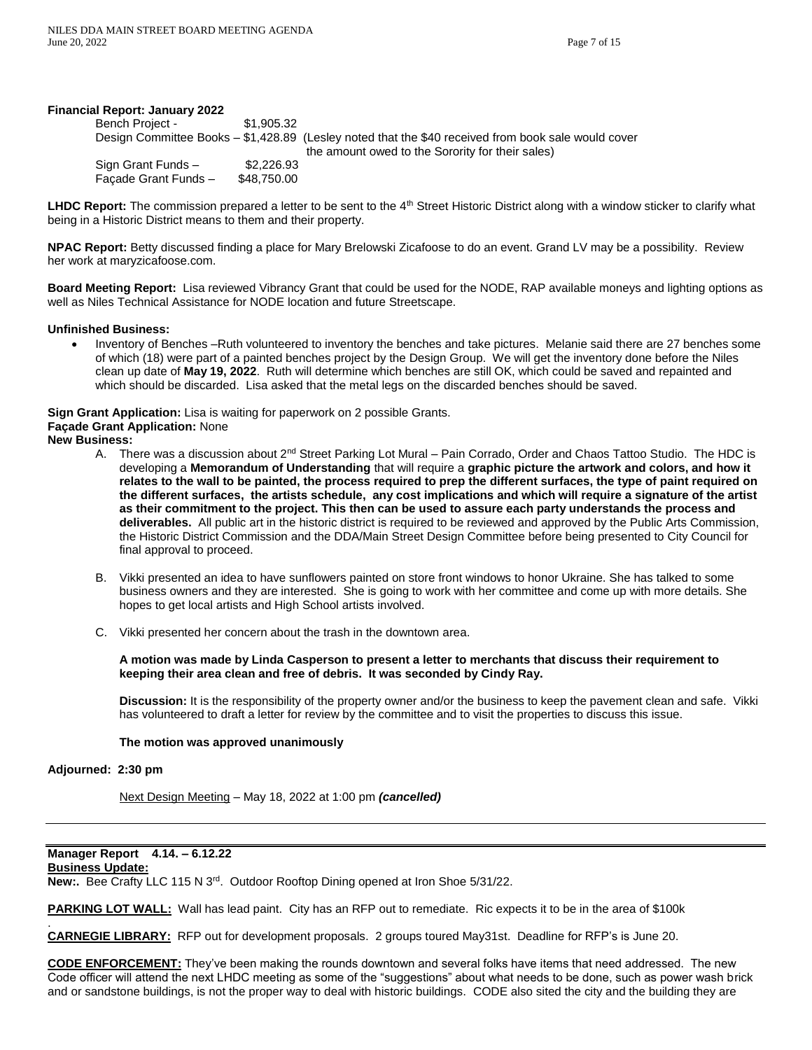**Financial Report: January 2022**

Bench Project - $1,905.32

Design Committee Books – $1,428.89 (Lesley noted that the $40 received from book sale would cover the amount owed to the Sorority for their sales)

Sign Grant Funds – $2,226.93

Façade Grant Funds – $48,750.00

**LHDC Report:** The commission prepared a letter to be sent to the 4th Street Historic District along with a window sticker to clarify what being in a Historic District means to them and their property.

**NPAC Report:** Betty discussed finding a place for Mary Brelowski Zicafoose to do an event. Grand LV may be a possibility. Review her work at maryzicafoose.com.

**Board Meeting Report:** Lisa reviewed Vibrancy Grant that could be used for the NODE, RAP available moneys and lighting options as well as Niles Technical Assistance for NODE location and future Streetscape.

**Unfinished Business:**

- Inventory of Benches –Ruth volunteered to inventory the benches and take pictures. Melanie said there are 27 benches some of which (18) were part of a painted benches project by the Design Group. We will get the inventory done before the Niles clean up date of **May 19, 2022**. Ruth will determine which benches are still OK, which could be saved and repainted and which should be discarded. Lisa asked that the metal legs on the discarded benches should be saved.

**Sign Grant Application:** Lisa is waiting for paperwork on 2 possible Grants.

**Façade Grant Application:** None

**New Business:**

A. There was a discussion about 2nd Street Parking Lot Mural – Pain Corrado, Order and Chaos Tattoo Studio. The HDC is developing a **Memorandum of Understanding** that will require a **graphic picture the artwork and colors, and how it relates to the wall to be painted, the process required to prep the different surfaces, the type of paint required on the different surfaces, the artists schedule, any cost implications and which will require a signature of the artist as their commitment to the project. This then can be used to assure each party understands the process and deliverables.** All public art in the historic district is required to be reviewed and approved by the Public Arts Commission, the Historic District Commission and the DDA/Main Street Design Committee before being presented to City Council for final approval to proceed.

B. Vikki presented an idea to have sunflowers painted on store front windows to honor Ukraine. She has talked to some business owners and they are interested. She is going to work with her committee and come up with more details. She hopes to get local artists and High School artists involved.

C. Vikki presented her concern about the trash in the downtown area.

**A motion was made by Linda Casperson to present a letter to merchants that discuss their requirement to keeping their area clean and free of debris. It was seconded by Cindy Ray.**

**Discussion:** It is the responsibility of the property owner and/or the business to keep the pavement clean and safe. Vikki has volunteered to draft a letter for review by the committee and to visit the properties to discuss this issue.

**The motion was approved unanimously**

**Adjourned: 2:30 pm**

Next Design Meeting – May 18, 2022 at 1:00 pm ***(cancelled)***

---

**Manager Report 4.14. – 6.12.22**

**Business Update:**

**New:.** Bee Crafty LLC 115 N 3rd. Outdoor Rooftop Dining opened at Iron Shoe 5/31/22.

**PARKING LOT WALL:** Wall has lead paint. City has an RFP out to remediate. Ric expects it to be in the area of $100k

**CARNEGIE LIBRARY:** RFP out for development proposals. 2 groups toured May31st. Deadline for RFP's is June 20.

**CODE ENFORCEMENT:** They've been making the rounds downtown and several folks have items that need addressed. The new Code officer will attend the next LHDC meeting as some of the "suggestions" about what needs to be done, such as power wash brick and or sandstone buildings, is not the proper way to deal with historic buildings. CODE also sited the city and the building they are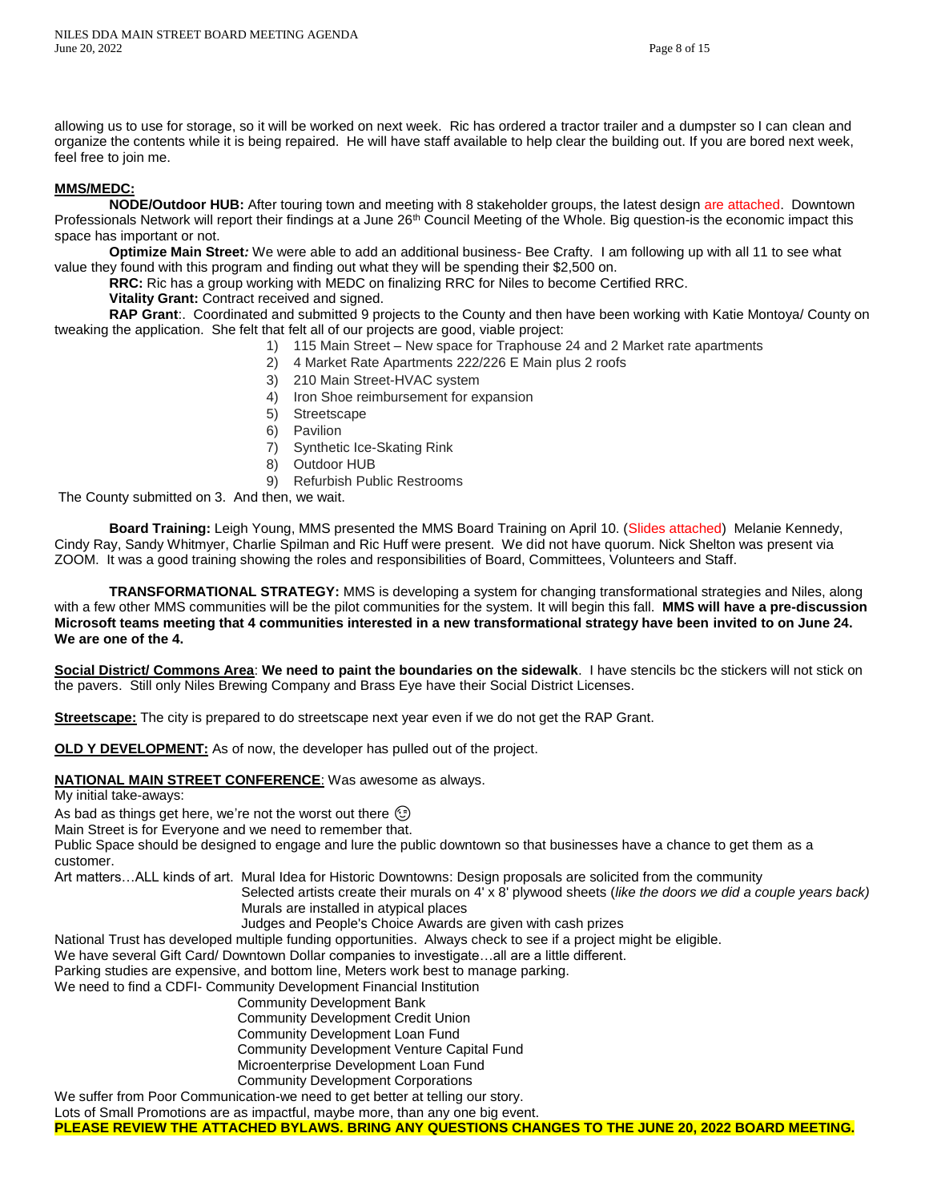allowing us to use for storage, so it will be worked on next week. Ric has ordered a tractor trailer and a dumpster so I can clean and organize the contents while it is being repaired. He will have staff available to help clear the building out. If you are bored next week, feel free to join me.

**MMS/MEDC:**

**NODE/Outdoor HUB:** After touring town and meeting with 8 stakeholder groups, the latest design are attached. Downtown Professionals Network will report their findings at a June 26th Council Meeting of the Whole. Big question-is the economic impact this space has important or not.

**Optimize Main Street:** We were able to add an additional business- Bee Crafty. I am following up with all 11 to see what value they found with this program and finding out what they will be spending their $2,500 on.

**RRC:** Ric has a group working with MEDC on finalizing RRC for Niles to become Certified RRC.

**Vitality Grant:** Contract received and signed.

**RAP Grant**:. Coordinated and submitted 9 projects to the County and then have been working with Katie Montoya/ County on tweaking the application. She felt that felt all of our projects are good, viable project:

1) 115 Main Street – New space for Traphouse 24 and 2 Market rate apartments
2) 4 Market Rate Apartments 222/226 E Main plus 2 roofs
3) 210 Main Street-HVAC system
4) Iron Shoe reimbursement for expansion
5) Streetscape
6) Pavilion
7) Synthetic Ice-Skating Rink
8) Outdoor HUB
9) Refurbish Public Restrooms

The County submitted on 3. And then, we wait.

**Board Training:** Leigh Young, MMS presented the MMS Board Training on April 10. (Slides attached) Melanie Kennedy, Cindy Ray, Sandy Whitmyer, Charlie Spilman and Ric Huff were present. We did not have quorum. Nick Shelton was present via ZOOM. It was a good training showing the roles and responsibilities of Board, Committees, Volunteers and Staff.

**TRANSFORMATIONAL STRATEGY:** MMS is developing a system for changing transformational strategies and Niles, along with a few other MMS communities will be the pilot communities for the system. It will begin this fall. **MMS will have a pre-discussion Microsoft teams meeting that 4 communities interested in a new transformational strategy have been invited to on June 24. We are one of the 4.**

**Social District/ Commons Area**: **We need to paint the boundaries on the sidewalk**. I have stencils bc the stickers will not stick on the pavers. Still only Niles Brewing Company and Brass Eye have their Social District Licenses.

**Streetscape:** The city is prepared to do streetscape next year even if we do not get the RAP Grant.

**OLD Y DEVELOPMENT:** As of now, the developer has pulled out of the project.

**NATIONAL MAIN STREET CONFERENCE**: Was awesome as always.

My initial take-aways:

As bad as things get here, we're not the worst out there 😉

Main Street is for Everyone and we need to remember that.

Public Space should be designed to engage and lure the public downtown so that businesses have a chance to get them as a customer.

Art matters…ALL kinds of art. Mural Idea for Historic Downtowns: Design proposals are solicited from the community
- Selected artists create their murals on 4' x 8' plywood sheets (*like the doors we did a couple years back)*
- Murals are installed in atypical places
- Judges and People's Choice Awards are given with cash prizes

National Trust has developed multiple funding opportunities. Always check to see if a project might be eligible.

We have several Gift Card/ Downtown Dollar companies to investigate…all are a little different.

Parking studies are expensive, and bottom line, Meters work best to manage parking.

We need to find a CDFI- Community Development Financial Institution
- Community Development Bank
- Community Development Credit Union
- Community Development Loan Fund
- Community Development Venture Capital Fund
- Microenterprise Development Loan Fund
- Community Development Corporations

We suffer from Poor Communication-we need to get better at telling our story.

Lots of Small Promotions are as impactful, maybe more, than any one big event.

**PLEASE REVIEW THE ATTACHED BYLAWS. BRING ANY QUESTIONS CHANGES TO THE JUNE 20, 2022 BOARD MEETING.**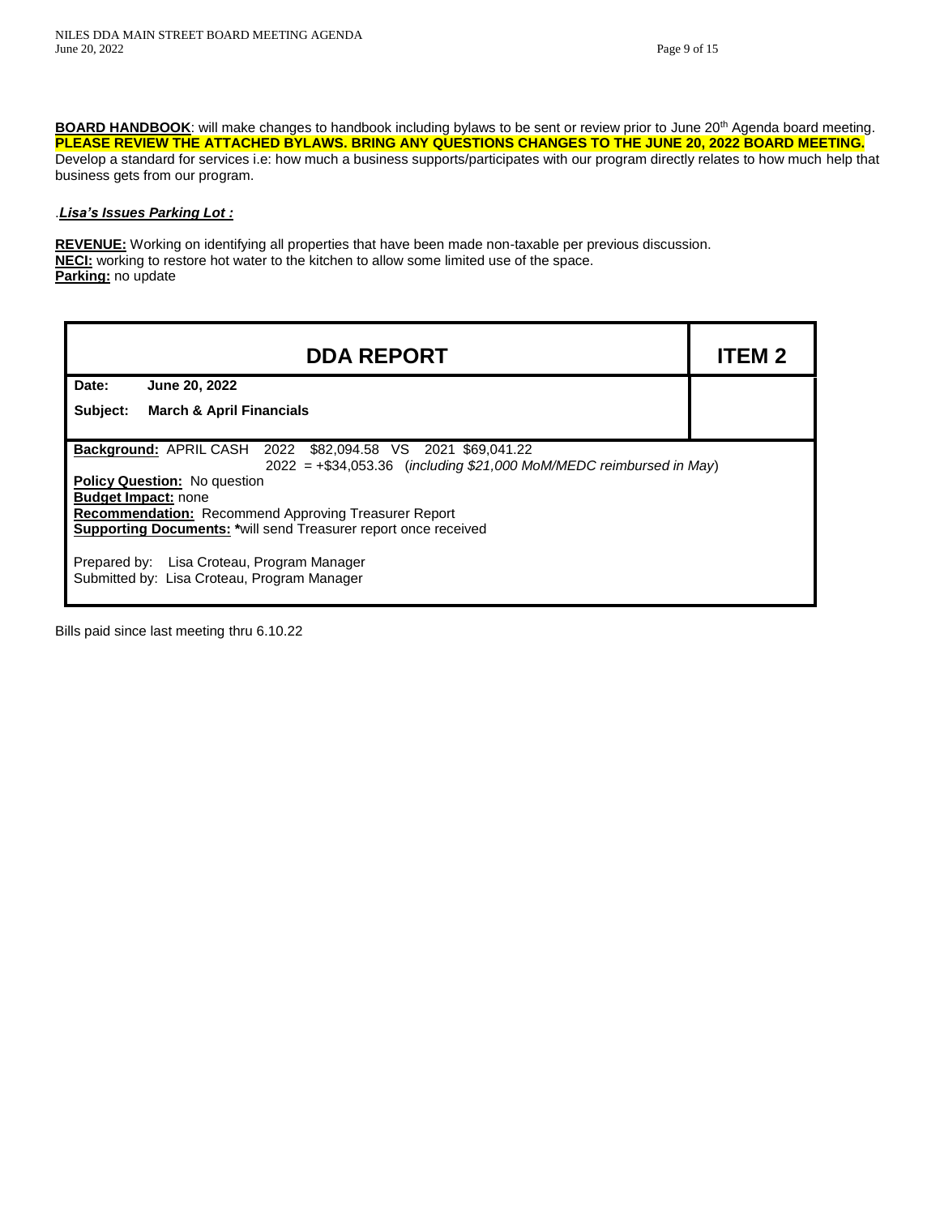**BOARD HANDBOOK**: will make changes to handbook including bylaws to be sent or review prior to June 20th Agenda board meeting. **PLEASE REVIEW THE ATTACHED BYLAWS. BRING ANY QUESTIONS CHANGES TO THE JUNE 20, 2022 BOARD MEETING.**
Develop a standard for services i.e: how much a business supports/participates with our program directly relates to how much help that business gets from our program.

.***Lisa's Issues Parking Lot :***

**REVENUE:** Working on identifying all properties that have been made non-taxable per previous discussion.
**NECI:** working to restore hot water to the kitchen to allow some limited use of the space.
**Parking:** no update

| **DDA REPORT** | **ITEM 2** |
|---|---|
| **Date:** June 20, 2022<br>**Subject:** March & April Financials | |

**Background:** APRIL CASH 2022 $82,094.58 VS 2021 $69,041.22
2022 = +$34,053.36 (*including $21,000 MoM/MEDC reimbursed in May*)
**Policy Question:** No question
**Budget Impact:** none
**Recommendation:** Recommend Approving Treasurer Report
**Supporting Documents:** *will send Treasurer report once received

Prepared by: Lisa Croteau, Program Manager
Submitted by: Lisa Croteau, Program Manager

Bills paid since last meeting thru 6.10.22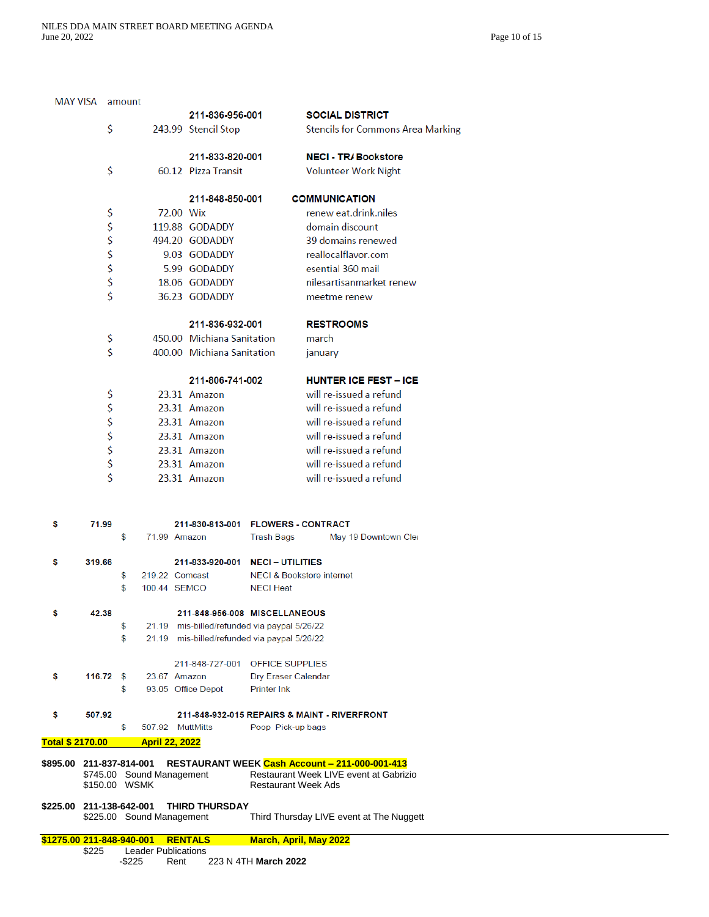MAY VISA amount

| | Amount | Vendor | Description |
|---|---|---|---|
| | | **211-836-956-001** | **SOCIAL DISTRICT** |
| $ | 243.99 | Stencil Stop | Stencils for Commons Area Marking |
| | | **211-833-820-001** | **NECI - TR/ Bookstore** |
| $ | 60.12 | Pizza Transit | Volunteer Work Night |
| | | **211-848-850-001** | **COMMUNICATION** |
| $ | 72.00 | Wix | renew eat.drink.niles |
| $ | 119.88 | GODADDY | domain discount |
| $ | 494.20 | GODADDY | 39 domains renewed |
| $ | 9.03 | GODADDY | reallocalflavor.com |
| $ | 5.99 | GODADDY | esential 360 mail |
| $ | 18.06 | GODADDY | nilesartisanmarket renew |
| $ | 36.23 | GODADDY | meetme renew |
| | | **211-836-932-001** | **RESTROOMS** |
| $ | 450.00 | Michiana Sanitation | march |
| $ | 400.00 | Michiana Sanitation | january |
| | | **211-806-741-002** | **HUNTER ICE FEST – ICE** |
| $ | 23.31 | Amazon | will re-issued a refund |
| $ | 23.31 | Amazon | will re-issued a refund |
| $ | 23.31 | Amazon | will re-issued a refund |
| $ | 23.31 | Amazon | will re-issued a refund |
| $ | 23.31 | Amazon | will re-issued a refund |
| $ | 23.31 | Amazon | will re-issued a refund |
| $ | 23.31 | Amazon | will re-issued a refund |

| Total | | Amount | Vendor / Account | Description | |
|---|---|---|---|---|---|
| **$ 71.99** | | | **211-830-813-001** | **FLOWERS - CONTRACT** | |
| | $ | 71.99 | Amazon | Trash Bags | May 19 Downtown Clea |
| **$ 319.66** | | | **211-833-920-001** | **NECI – UTILITIES** | |
| | $ | 219.22 | Comcast | NECI & Bookstore internet | |
| | $ | 100.44 | SEMCO | NECI Heat | |
| **$ 42.38** | | | **211-848-956-008** | **MISCELLANEOUS** | |
| | $ | 21.19 | mis-billed/refunded via paypal 5/26/22 | | |
| | $ | 21.19 | mis-billed/refunded via paypal 5/26/22 | | |
| | | | 211-848-727-001 | OFFICE SUPPLIES | |
| **$ 116.72** | $ | 23.67 | Amazon | Dry Eraser Calendar | |
| | $ | 93.05 | Office Depot | Printer Ink | |
| **$ 507.92** | | | **211-848-932-015** | **REPAIRS & MAINT - RIVERFRONT** | |
| | $ | 507.92 | MuttMitts | Poop Pick-up bags | |

**Total $ 2170.00** **April 22, 2022**

**$895.00 211-837-814-001 RESTAURANT WEEK Cash Account – 211-000-001-413**

| Amount | Vendor | Description |
|---|---|---|
| $745.00 | Sound Management | Restaurant Week LIVE event at Gabrizio |
| $150.00 | WSMK | Restaurant Week Ads |

**$225.00 211-138-642-001 THIRD THURSDAY**

| Amount | Vendor | Description |
|---|---|---|
| $225.00 | Sound Management | Third Thursday LIVE event at The Nuggett |

**$1275.00 211-848-940-001 RENTALS March, April, May 2022**

$225 Leader Publications

-$225 Rent 223 N 4TH **March 2022**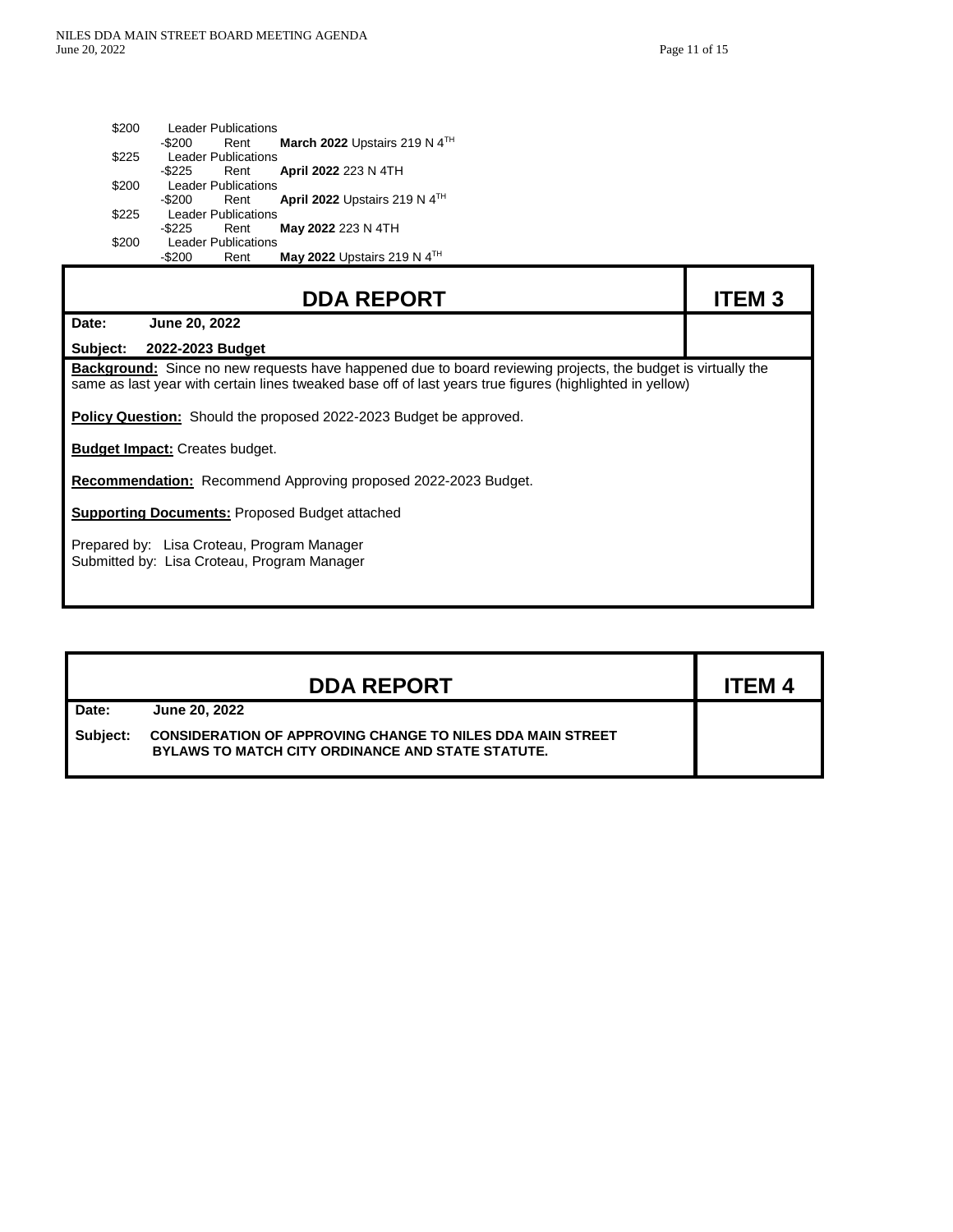| | | | |
|---|---|---|---|
| $200 | Leader Publications | | |
| | -$200 | Rent | **March 2022** Upstairs 219 N 4TH |
| $225 | Leader Publications | | |
| | -$225 | Rent | **April 2022** 223 N 4TH |
| $200 | Leader Publications | | |
| | -$200 | Rent | **April 2022** Upstairs 219 N 4TH |
| $225 | Leader Publications | | |
| | -$225 | Rent | **May 2022** 223 N 4TH |
| $200 | Leader Publications | | |
| | -$200 | Rent | **May 2022** Upstairs 219 N 4TH |

## DDA REPORT — ITEM 3

**Date:** June 20, 2022

**Subject:** 2022-2023 Budget

**Background:** Since no new requests have happened due to board reviewing projects, the budget is virtually the same as last year with certain lines tweaked base off of last years true figures (highlighted in yellow)

**Policy Question:** Should the proposed 2022-2023 Budget be approved.

**Budget Impact:** Creates budget.

**Recommendation:** Recommend Approving proposed 2022-2023 Budget.

**Supporting Documents:** Proposed Budget attached

Prepared by: Lisa Croteau, Program Manager
Submitted by: Lisa Croteau, Program Manager

## DDA REPORT — ITEM 4

**Date:** June 20, 2022

**Subject:** CONSIDERATION OF APPROVING CHANGE TO NILES DDA MAIN STREET BYLAWS TO MATCH CITY ORDINANCE AND STATE STATUTE.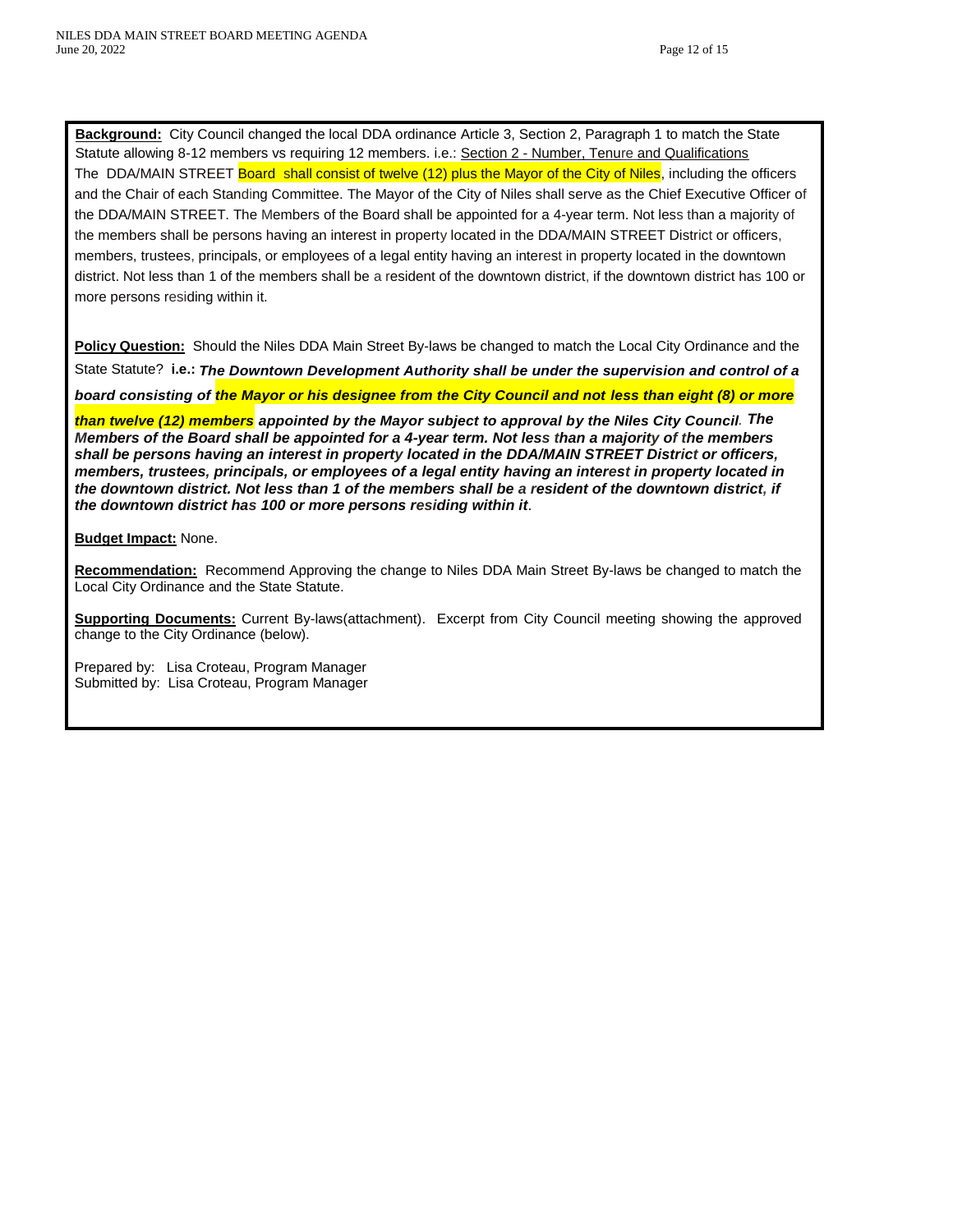**Background:** City Council changed the local DDA ordinance Article 3, Section 2, Paragraph 1 to match the State Statute allowing 8-12 members vs requiring 12 members. i.e.: Section 2 - Number, Tenure and Qualifications
The DDA/MAIN STREET Board shall consist of twelve (12) plus the Mayor of the City of Niles, including the officers and the Chair of each Standing Committee. The Mayor of the City of Niles shall serve as the Chief Executive Officer of the DDA/MAIN STREET. The Members of the Board shall be appointed for a 4-year term. Not less than a majority of the members shall be persons having an interest in property located in the DDA/MAIN STREET District or officers, members, trustees, principals, or employees of a legal entity having an interest in property located in the downtown district. Not less than 1 of the members shall be a resident of the downtown district, if the downtown district has 100 or more persons residing within it.

**Policy Question:** Should the Niles DDA Main Street By-laws be changed to match the Local City Ordinance and the State Statute? **i.e.:** ***The Downtown Development Authority shall be under the supervision and control of a board consisting of the Mayor or his designee from the City Council and not less than eight (8) or more than twelve (12) members appointed by the Mayor subject to approval by the Niles City Council**. **The Members of the Board shall be appointed for a 4-year term. Not less than a majority of the members shall be persons having an interest in property located in the DDA/MAIN STREET District or officers, members, trustees, principals, or employees of a legal entity having an interest in property located in the downtown district. Not less than 1 of the members shall be a resident of the downtown district, if the downtown district has 100 or more persons residing within it***.

**Budget Impact:** None.

**Recommendation:** Recommend Approving the change to Niles DDA Main Street By-laws be changed to match the Local City Ordinance and the State Statute.

**Supporting Documents:** Current By-laws(attachment). Excerpt from City Council meeting showing the approved change to the City Ordinance (below).

Prepared by: Lisa Croteau, Program Manager
Submitted by: Lisa Croteau, Program Manager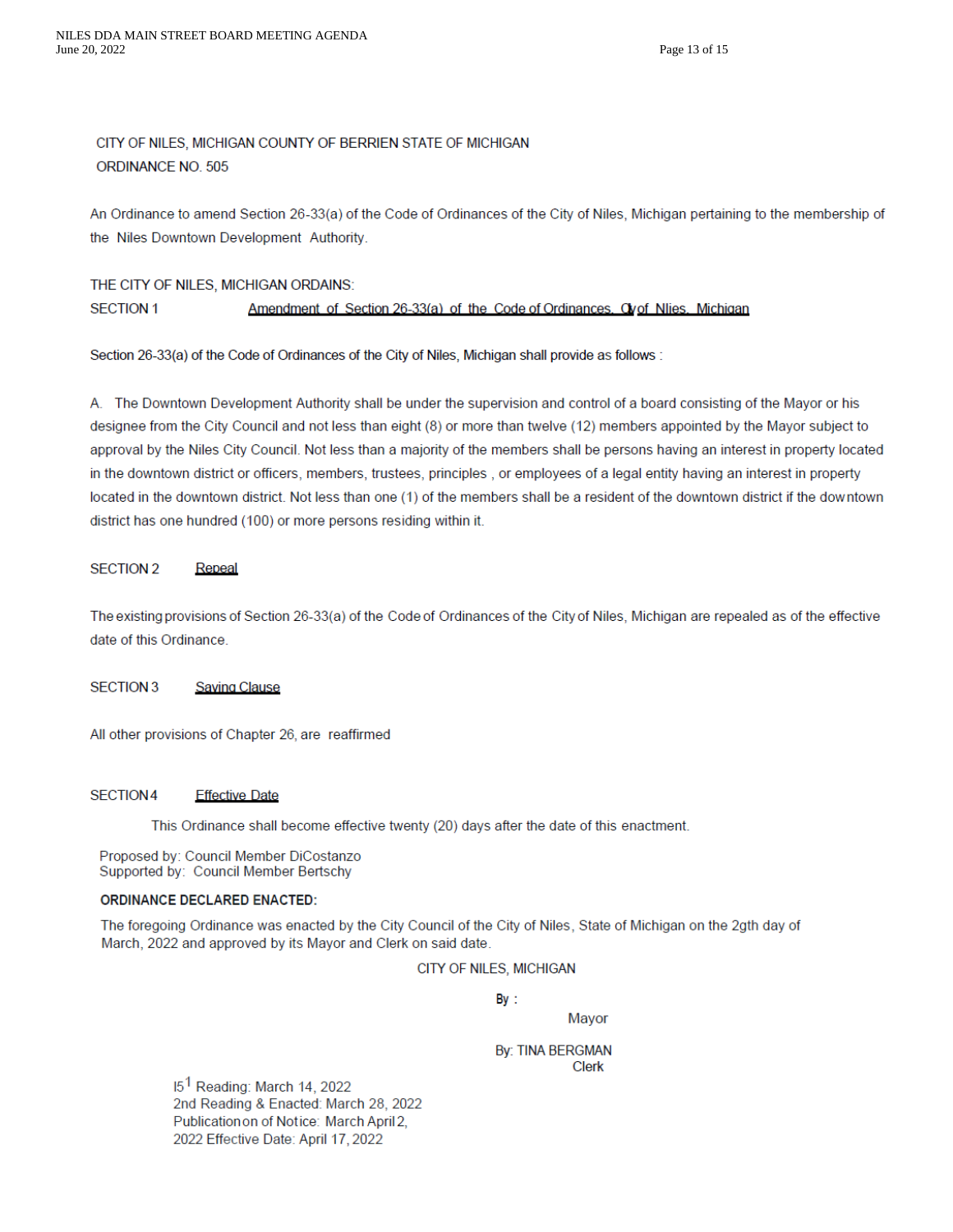CITY OF NILES, MICHIGAN COUNTY OF BERRIEN STATE OF MICHIGAN
ORDINANCE NO. 505

An Ordinance to amend Section 26-33(a) of the Code of Ordinances of the City of Niles, Michigan pertaining to the membership of the Niles Downtown Development Authority.

THE CITY OF NILES, MICHIGAN ORDAINS:

SECTION 1 Amendment of Section 26-33(a) of the Code of Ordinances, Cyof Nlies, Michigan

Section 26-33(a) of the Code of Ordinances of the City of Niles, Michigan shall provide as follows :

A. The Downtown Development Authority shall be under the supervision and control of a board consisting of the Mayor or his designee from the City Council and not less than eight (8) or more than twelve (12) members appointed by the Mayor subject to approval by the Niles City Council. Not less than a majority of the members shall be persons having an interest in property located in the downtown district or officers, members, trustees, principles , or employees of a legal entity having an interest in property located in the downtown district. Not less than one (1) of the members shall be a resident of the downtown district if the downtown district has one hundred (100) or more persons residing within it.

SECTION 2 Repeal

The existing provisions of Section 26-33(a) of the Code of Ordinances of the City of Niles, Michigan are repealed as of the effective date of this Ordinance.

SECTION 3 Saving Clause

All other provisions of Chapter 26, are reaffirmed

SECTION 4 Effective Date

This Ordinance shall become effective twenty (20) days after the date of this enactment.

Proposed by: Council Member DiCostanzo
Supported by: Council Member Bertschy

**ORDINANCE DECLARED ENACTED:**

The foregoing Ordinance was enacted by the City Council of the City of Niles, State of Michigan on the 2gth day of March, 2022 and approved by its Mayor and Clerk on said date.

CITY OF NILES, MICHIGAN

By :
Mayor

By: TINA BERGMAN
Clerk

I5[1] Reading: March 14, 2022
2nd Reading & Enacted: March 28, 2022
Publicationon of Notice: March April 2,
2022 Effective Date: April 17, 2022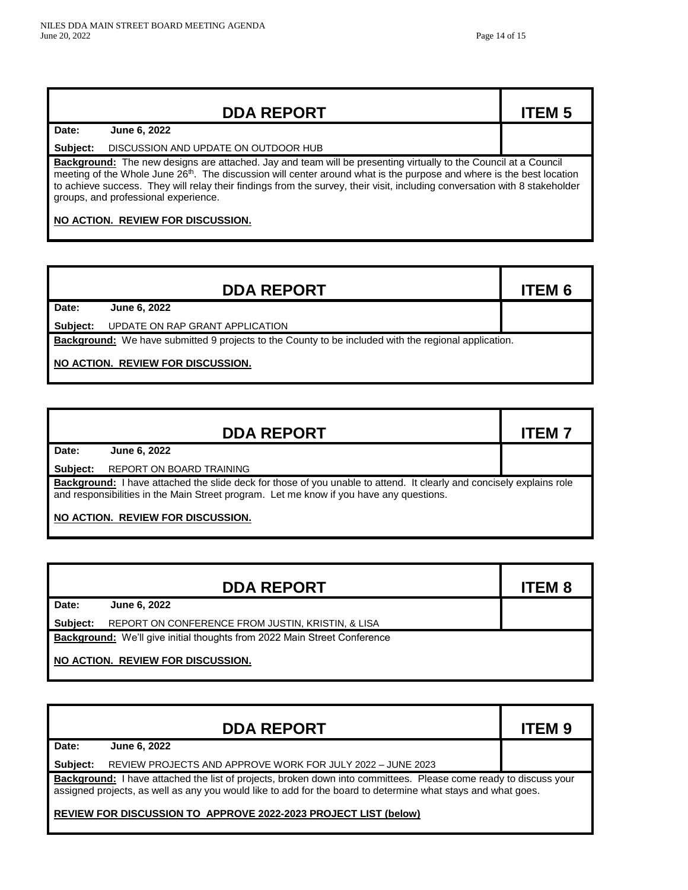## DDA REPORT — ITEM 5

**Date:** **June 6, 2022**

**Subject:** DISCUSSION AND UPDATE ON OUTDOOR HUB

**Background:** The new designs are attached. Jay and team will be presenting virtually to the Council at a Council meeting of the Whole June 26th. The discussion will center around what is the purpose and where is the best location to achieve success. They will relay their findings from the survey, their visit, including conversation with 8 stakeholder groups, and professional experience.

**NO ACTION. REVIEW FOR DISCUSSION.**

## DDA REPORT — ITEM 6

**Date:** **June 6, 2022**

**Subject:** UPDATE ON RAP GRANT APPLICATION

**Background:** We have submitted 9 projects to the County to be included with the regional application.

**NO ACTION. REVIEW FOR DISCUSSION.**

## DDA REPORT — ITEM 7

**Date:** **June 6, 2022**

**Subject:** REPORT ON BOARD TRAINING

**Background:** I have attached the slide deck for those of you unable to attend. It clearly and concisely explains role and responsibilities in the Main Street program. Let me know if you have any questions.

**NO ACTION. REVIEW FOR DISCUSSION.**

## DDA REPORT — ITEM 8

**Date:** **June 6, 2022**

**Subject:** REPORT ON CONFERENCE FROM JUSTIN, KRISTIN, & LISA

**Background:** We'll give initial thoughts from 2022 Main Street Conference

**NO ACTION. REVIEW FOR DISCUSSION.**

## DDA REPORT — ITEM 9

**Date:** **June 6, 2022**

**Subject:** REVIEW PROJECTS AND APPROVE WORK FOR JULY 2022 – JUNE 2023

**Background:** I have attached the list of projects, broken down into committees. Please come ready to discuss your assigned projects, as well as any you would like to add for the board to determine what stays and what goes.

**REVIEW FOR DISCUSSION TO APPROVE 2022-2023 PROJECT LIST (below)**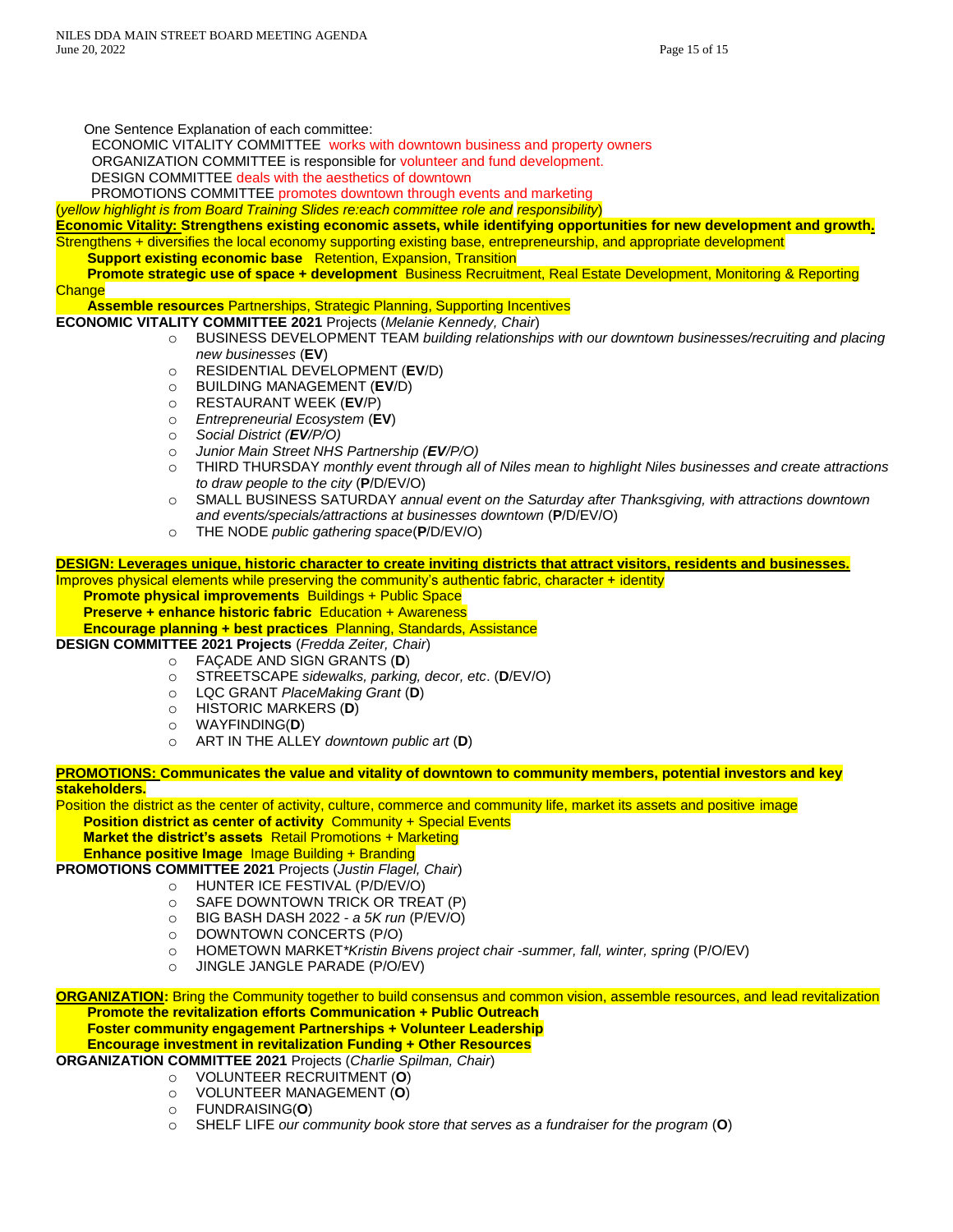One Sentence Explanation of each committee:

ECONOMIC VITALITY COMMITTEE works with downtown business and property owners

ORGANIZATION COMMITTEE is responsible for volunteer and fund development.

DESIGN COMMITTEE deals with the aesthetics of downtown

PROMOTIONS COMMITTEE promotes downtown through events and marketing

(*yellow highlight is from Board Training Slides re:each committee role and responsibility*)

**Economic Vitality: Strengthens existing economic assets, while identifying opportunities for new development and growth.**

Strengthens + diversifies the local economy supporting existing base, entrepreneurship, and appropriate development

**Support existing economic base** Retention, Expansion, Transition

**Promote strategic use of space + development** Business Recruitment, Real Estate Development, Monitoring & Reporting Change

**Assemble resources** Partnerships, Strategic Planning, Supporting Incentives

**ECONOMIC VITALITY COMMITTEE 2021** Projects (*Melanie Kennedy, Chair*)

- BUSINESS DEVELOPMENT TEAM *building relationships with our downtown businesses/recruiting and placing new businesses* (**EV**)
- RESIDENTIAL DEVELOPMENT (**EV**/D)
- BUILDING MANAGEMENT (**EV**/D)
- RESTAURANT WEEK (**EV**/P)
- *Entrepreneurial Ecosystem* (**EV**)
- *Social District (**EV**/P/O)*
- *Junior Main Street NHS Partnership (**EV**/P/O)*
- THIRD THURSDAY *monthly event through all of Niles mean to highlight Niles businesses and create attractions to draw people to the city* (**P**/D/EV/O)
- SMALL BUSINESS SATURDAY *annual event on the Saturday after Thanksgiving, with attractions downtown and events/specials/attractions at businesses downtown* (**P**/D/EV/O)
- THE NODE *public gathering space*(**P**/D/EV/O)

**DESIGN: Leverages unique, historic character to create inviting districts that attract visitors, residents and businesses.**

Improves physical elements while preserving the community's authentic fabric, character + identity

**Promote physical improvements** Buildings + Public Space

**Preserve + enhance historic fabric** Education + Awareness

**Encourage planning + best practices** Planning, Standards, Assistance

**DESIGN COMMITTEE 2021 Projects** (*Fredda Zeiter, Chair*)

- FAÇADE AND SIGN GRANTS (**D**)
- STREETSCAPE *sidewalks, parking, decor, etc*. (**D**/EV/O)
- LQC GRANT *PlaceMaking Grant* (**D**)
- HISTORIC MARKERS (**D**)
- WAYFINDING(**D**)
- ART IN THE ALLEY *downtown public art* (**D**)

**PROMOTIONS: Communicates the value and vitality of downtown to community members, potential investors and key stakeholders.**

Position the district as the center of activity, culture, commerce and community life, market its assets and positive image

**Position district as center of activity** Community + Special Events

**Market the district's assets** Retail Promotions + Marketing

**Enhance positive Image** Image Building + Branding

**PROMOTIONS COMMITTEE 2021** Projects (*Justin Flagel, Chair*)

- HUNTER ICE FESTIVAL (P/D/EV/O)
- SAFE DOWNTOWN TRICK OR TREAT (P)
- BIG BASH DASH 2022 - *a 5K run* (P/EV/O)
- DOWNTOWN CONCERTS (P/O)
- HOMETOWN MARKET*\*Kristin Bivens project chair -summer, fall, winter, spring* (P/O/EV)
- JINGLE JANGLE PARADE (P/O/EV)

**ORGANIZATION:** Bring the Community together to build consensus and common vision, assemble resources, and lead revitalization

**Promote the revitalization efforts Communication + Public Outreach**

**Foster community engagement Partnerships + Volunteer Leadership**

**Encourage investment in revitalization Funding + Other Resources**

**ORGANIZATION COMMITTEE 2021** Projects (*Charlie Spilman, Chair*)

- VOLUNTEER RECRUITMENT (**O**)
- VOLUNTEER MANAGEMENT (**O**)
- FUNDRAISING(**O**)
- SHELF LIFE *our community book store that serves as a fundraiser for the program* (**O**)